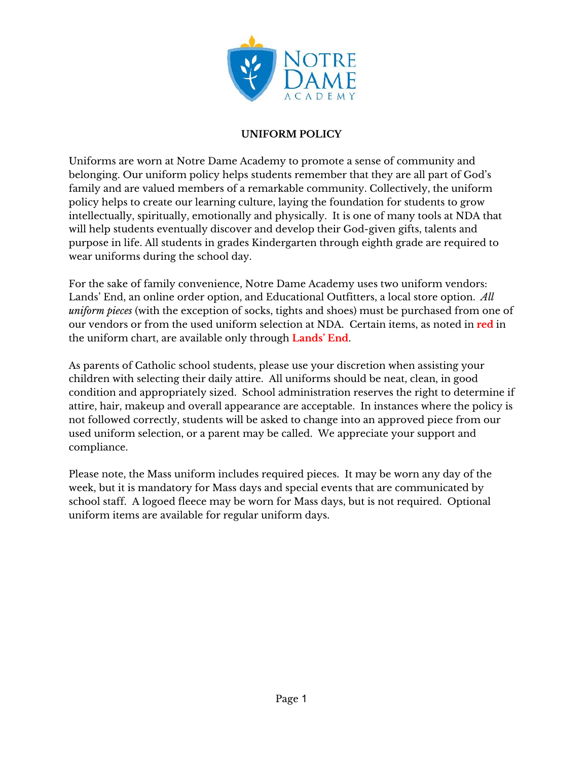# UNIFORM POLICY

Uniforms are worn at Notre Dame Academy to promote a sense of community and belonging. Our uniform policy helps students remember that they are all part of God's family and are valued members of a remarkable community. Collectively, the uniform policy helps to create our learning culture, laying the foundation for students to grow intellectually, spiritually, emotionally and physically. It is one of many tools at NDA that will help students eventually discover and develop their God-given gifts, talents and purpose in life. All students in grades Kindergarten through eighth grade are required to wear uniforms during the school day.

For the sake of family convenience, Notre Dame Academy uses two uniform vendors: Lands' End, an online order option, and Educational Outfitters, a local store option. *All uniform pieces* (with the exception of socks, tights and shoes) must be purchased from one of our vendors or from the used uniform selection at NDA. Certain items, as noted in **red** in the uniform chart, are available only through **Lands' End**.

As parents of Catholic school students, please use your discretion when assisting your children with selecting their daily attire. All uniforms should be neat, clean, in good condition and appropriately sized. School administration reserves the right to determine if attire, hair, makeup and overall appearance are acceptable. In instances where the policy is not followed correctly, students will be asked to change into an approved piece from our used uniform selection, or a parent may be called. We appreciate your support and compliance.

Please note, the Mass uniform includes required pieces. It may be worn any day of the week, but it is mandatory for Mass days and special events that are communicated by school staff. A logoed fleece may be worn for Mass days, but is not required. Optional uniform items are available for regular uniform days.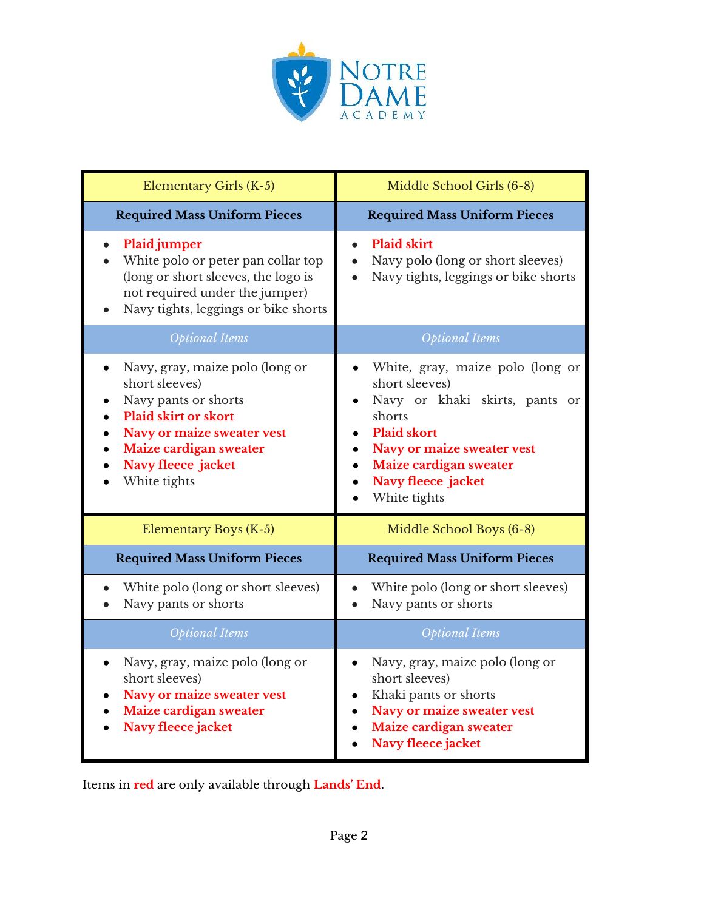Notre Dame Academy

| Elementary Girls (K-5) | Middle School Girls (6-8) |
| --- | --- |
| **Required Mass Uniform Pieces** | **Required Mass Uniform Pieces** |
| • **Plaid jumper**<br>• White polo or peter pan collar top (long or short sleeves, the logo is not required under the jumper)<br>• Navy tights, leggings or bike shorts | • **Plaid skirt**<br>• Navy polo (long or short sleeves)<br>• Navy tights, leggings or bike shorts |
| *Optional Items* | *Optional Items* |
| • Navy, gray, maize polo (long or short sleeves)<br>• Navy pants or shorts<br>• **Plaid skirt or skort**<br>• **Navy or maize sweater vest**<br>• **Maize cardigan sweater**<br>• **Navy fleece jacket**<br>• White tights | • White, gray, maize polo (long or short sleeves)<br>• Navy or khaki skirts, pants or shorts<br>• **Plaid skort**<br>• **Navy or maize sweater vest**<br>• **Maize cardigan sweater**<br>• **Navy fleece jacket**<br>• White tights |
| **Elementary Boys (K-5)** | **Middle School Boys (6-8)** |
| **Required Mass Uniform Pieces** | **Required Mass Uniform Pieces** |
| • White polo (long or short sleeves)<br>• Navy pants or shorts | • White polo (long or short sleeves)<br>• Navy pants or shorts |
| *Optional Items* | *Optional Items* |
| • Navy, gray, maize polo (long or short sleeves)<br>• **Navy or maize sweater vest**<br>• **Maize cardigan sweater**<br>• **Navy fleece jacket** | • Navy, gray, maize polo (long or short sleeves)<br>• Khaki pants or shorts<br>• **Navy or maize sweater vest**<br>• **Maize cardigan sweater**<br>• **Navy fleece jacket** |

Items in **red** are only available through **Lands' End**.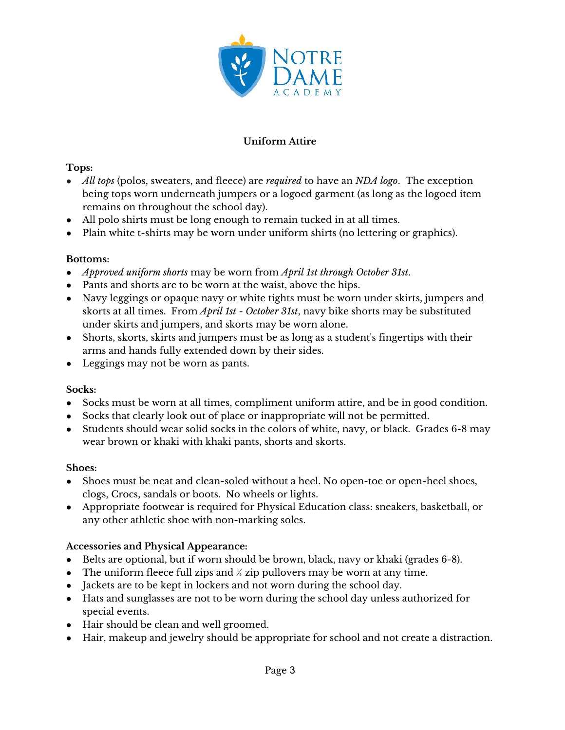## Uniform Attire

**Tops:**

- *All tops* (polos, sweaters, and fleece) are *required* to have an *NDA logo*. The exception being tops worn underneath jumpers or a logoed garment (as long as the logoed item remains on throughout the school day).
- All polo shirts must be long enough to remain tucked in at all times.
- Plain white t-shirts may be worn under uniform shirts (no lettering or graphics).

**Bottoms:**

- *Approved uniform shorts* may be worn from *April 1st through October 31st*.
- Pants and shorts are to be worn at the waist, above the hips.
- Navy leggings or opaque navy or white tights must be worn under skirts, jumpers and skorts at all times. From *April 1st - October 31st*, navy bike shorts may be substituted under skirts and jumpers, and skorts may be worn alone.
- Shorts, skorts, skirts and jumpers must be as long as a student's fingertips with their arms and hands fully extended down by their sides.
- Leggings may not be worn as pants.

**Socks:**

- Socks must be worn at all times, compliment uniform attire, and be in good condition.
- Socks that clearly look out of place or inappropriate will not be permitted.
- Students should wear solid socks in the colors of white, navy, or black. Grades 6-8 may wear brown or khaki with khaki pants, shorts and skorts.

**Shoes:**

- Shoes must be neat and clean-soled without a heel. No open-toe or open-heel shoes, clogs, Crocs, sandals or boots. No wheels or lights.
- Appropriate footwear is required for Physical Education class: sneakers, basketball, or any other athletic shoe with non-marking soles.

**Accessories and Physical Appearance:**

- Belts are optional, but if worn should be brown, black, navy or khaki (grades 6-8).
- The uniform fleece full zips and ¼ zip pullovers may be worn at any time.
- Jackets are to be kept in lockers and not worn during the school day.
- Hats and sunglasses are not to be worn during the school day unless authorized for special events.
- Hair should be clean and well groomed.
- Hair, makeup and jewelry should be appropriate for school and not create a distraction.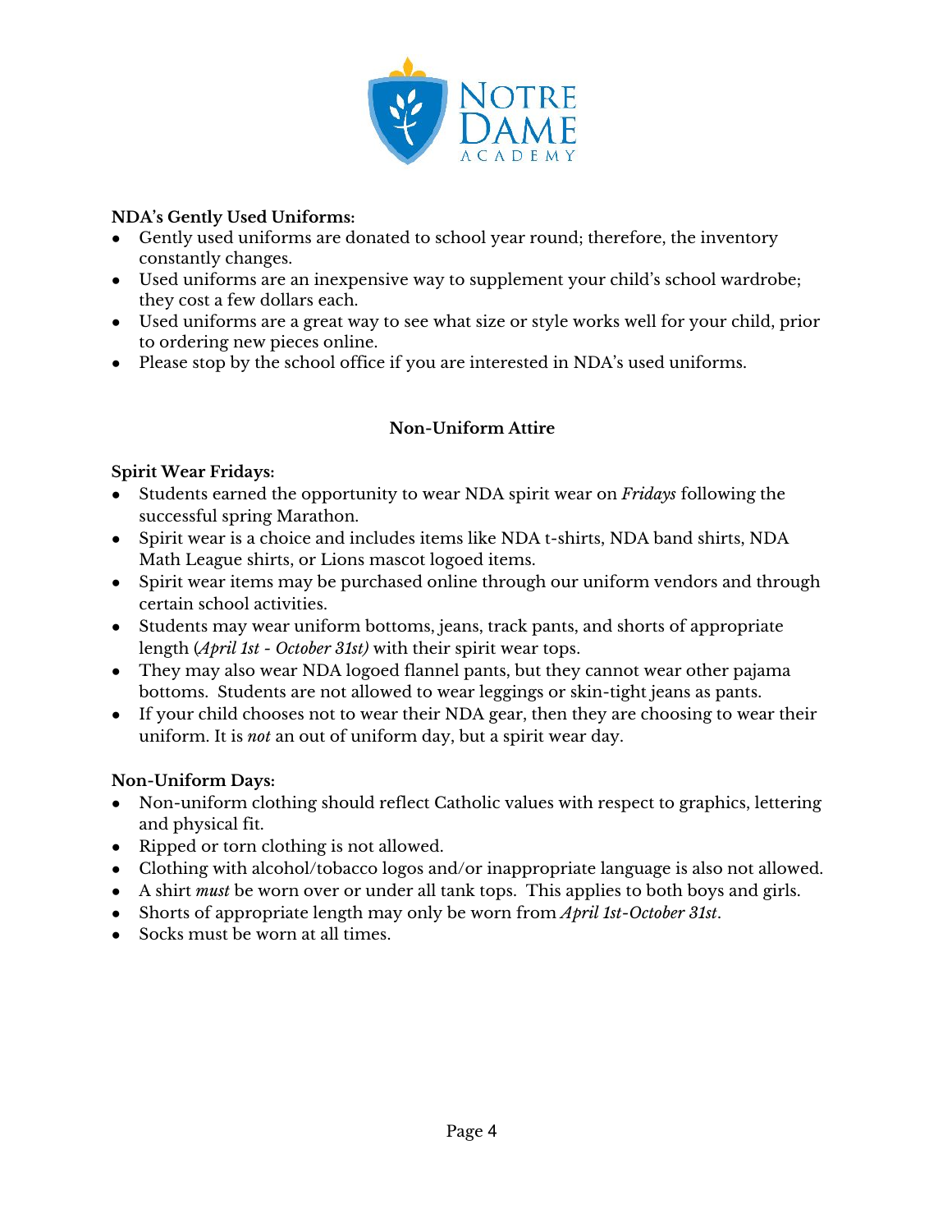**NDA's Gently Used Uniforms:**

- Gently used uniforms are donated to school year round; therefore, the inventory constantly changes.
- Used uniforms are an inexpensive way to supplement your child's school wardrobe; they cost a few dollars each.
- Used uniforms are a great way to see what size or style works well for your child, prior to ordering new pieces online.
- Please stop by the school office if you are interested in NDA's used uniforms.

## Non-Uniform Attire

**Spirit Wear Fridays:**

- Students earned the opportunity to wear NDA spirit wear on *Fridays* following the successful spring Marathon.
- Spirit wear is a choice and includes items like NDA t-shirts, NDA band shirts, NDA Math League shirts, or Lions mascot logoed items.
- Spirit wear items may be purchased online through our uniform vendors and through certain school activities.
- Students may wear uniform bottoms, jeans, track pants, and shorts of appropriate length (*April 1st - October 31st)* with their spirit wear tops.
- They may also wear NDA logoed flannel pants, but they cannot wear other pajama bottoms. Students are not allowed to wear leggings or skin-tight jeans as pants.
- If your child chooses not to wear their NDA gear, then they are choosing to wear their uniform. It is *not* an out of uniform day, but a spirit wear day.

**Non-Uniform Days:**

- Non-uniform clothing should reflect Catholic values with respect to graphics, lettering and physical fit.
- Ripped or torn clothing is not allowed.
- Clothing with alcohol/tobacco logos and/or inappropriate language is also not allowed.
- A shirt *must* be worn over or under all tank tops. This applies to both boys and girls.
- Shorts of appropriate length may only be worn from *April 1st-October 31st*.
- Socks must be worn at all times.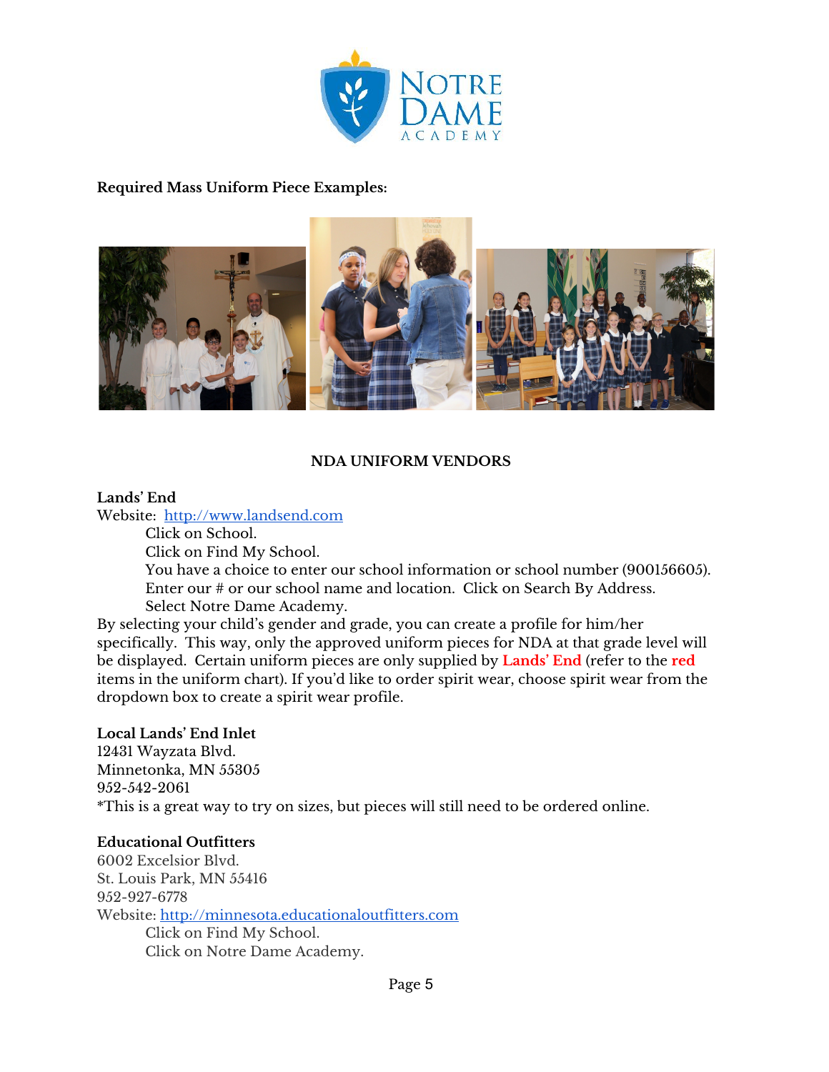**Required Mass Uniform Piece Examples:**

## NDA UNIFORM VENDORS

**Lands' End**

Website: [http://www.landsend.com](http://www.landsend.com)

Click on School.
Click on Find My School.
You have a choice to enter our school information or school number (900156605).
Enter our # or our school name and location. Click on Search By Address.
Select Notre Dame Academy.

By selecting your child's gender and grade, you can create a profile for him/her specifically. This way, only the approved uniform pieces for NDA at that grade level will be displayed. Certain uniform pieces are only supplied by **Lands' End** (refer to the **red** items in the uniform chart). If you'd like to order spirit wear, choose spirit wear from the dropdown box to create a spirit wear profile.

**Local Lands' End Inlet**

12431 Wayzata Blvd.
Minnetonka, MN 55305
952-542-2061
*This is a great way to try on sizes, but pieces will still need to be ordered online.

**Educational Outfitters**

6002 Excelsior Blvd.
St. Louis Park, MN 55416
952-927-6778
Website: [http://minnesota.educationaloutfitters.com](http://minnesota.educationaloutfitters.com)

Click on Find My School.
Click on Notre Dame Academy.